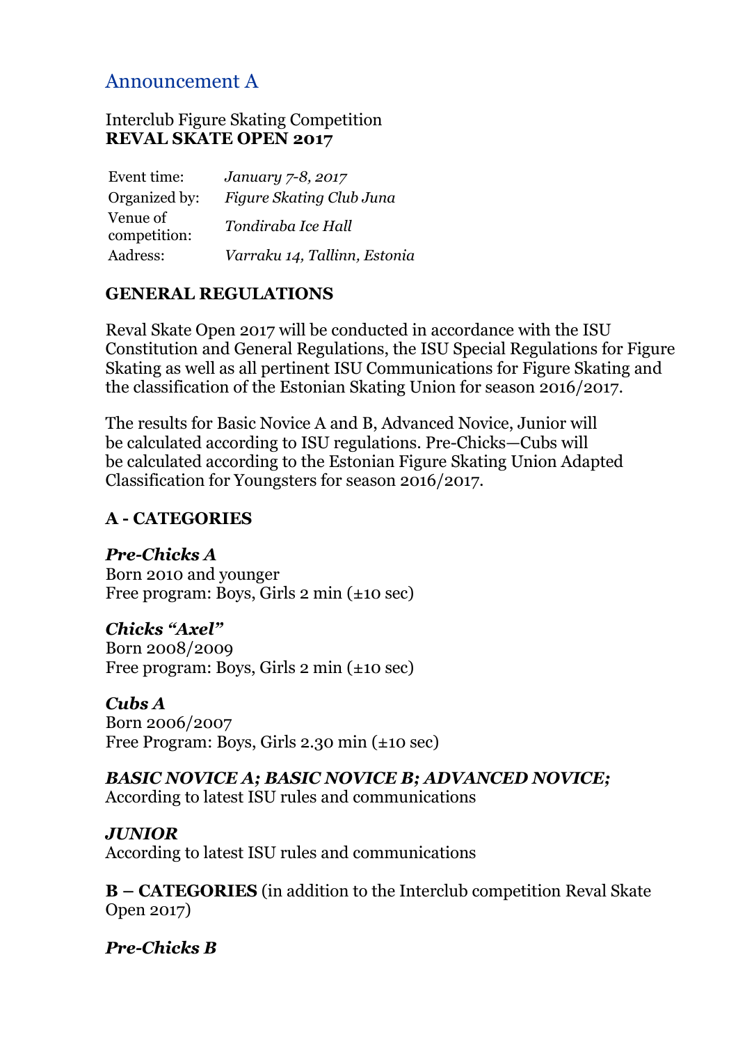## Announcement A

Interclub Figure Skating Competition
**REVAL SKATE OPEN 2017**

| | |
|---|---|
| Event time: | *January 7-8, 2017* |
| Organized by: | *Figure Skating Club Juna* |
| Venue of competition: | *Tondiraba Ice Hall* |
| Aadress: | *Varraku 14, Tallinn, Estonia* |

### GENERAL REGULATIONS

Reval Skate Open 2017 will be conducted in accordance with the ISU Constitution and General Regulations, the ISU Special Regulations for Figure Skating as well as all pertinent ISU Communications for Figure Skating and the classification of the Estonian Skating Union for season 2016/2017.

The results for Basic Novice A and B, Advanced Novice, Junior will be calculated according to ISU regulations. Pre-Chicks—Cubs will be calculated according to the Estonian Figure Skating Union Adapted Classification for Youngsters for season 2016/2017.

### A - CATEGORIES

***Pre-Chicks A***
Born 2010 and younger
Free program: Boys, Girls 2 min (±10 sec)

***Chicks "Axel"***
Born 2008/2009
Free program: Boys, Girls 2 min (±10 sec)

***Cubs A***
Born 2006/2007
Free Program: Boys, Girls 2.30 min (±10 sec)

***BASIC NOVICE A; BASIC NOVICE B; ADVANCED NOVICE;***
According to latest ISU rules and communications

***JUNIOR***
According to latest ISU rules and communications

**B – CATEGORIES** (in addition to the Interclub competition Reval Skate Open 2017)

***Pre-Chicks B***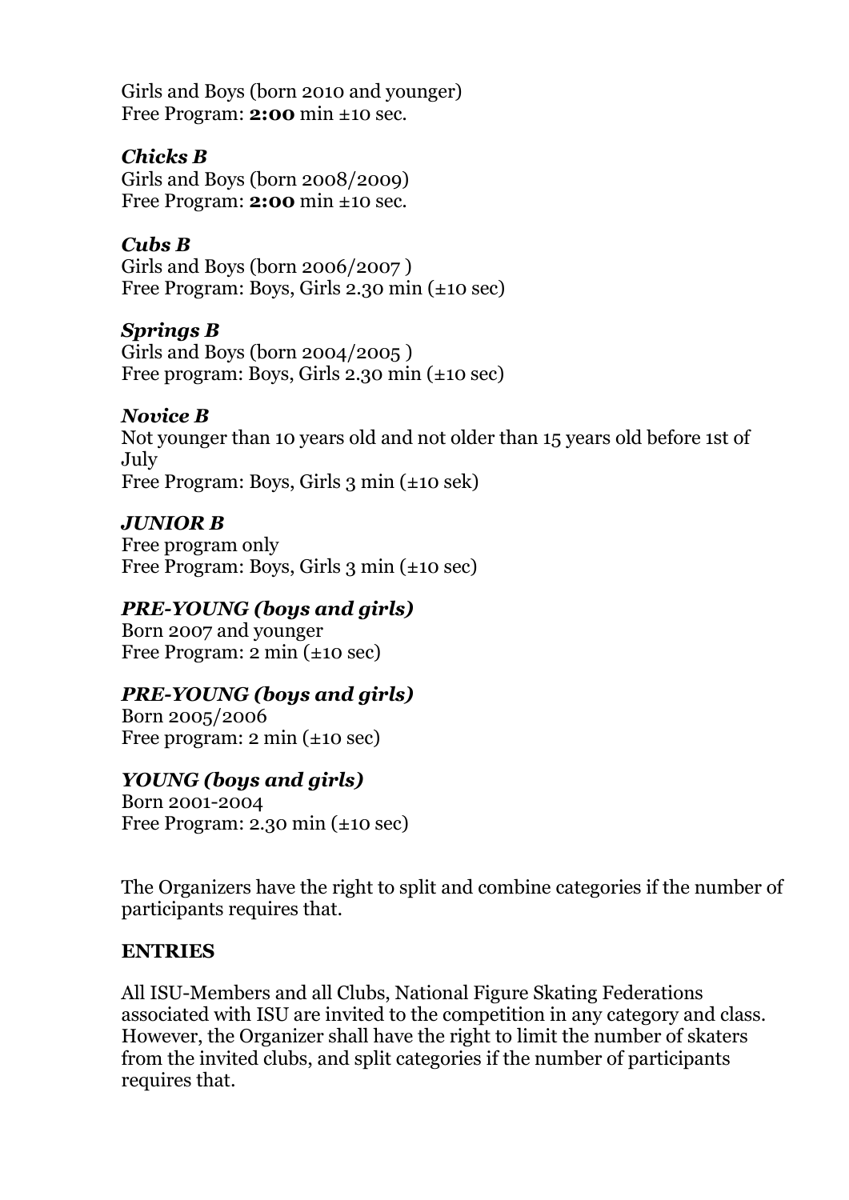Girls and Boys (born 2010 and younger)
Free Program: **2:00** min ±10 sec.

### *Chicks B*

Girls and Boys (born 2008/2009)
Free Program: **2:00** min ±10 sec.

### *Cubs B*

Girls and Boys (born 2006/2007 )
Free Program: Boys, Girls 2.30 min (±10 sec)

### *Springs B*

Girls and Boys (born 2004/2005 )
Free program: Boys, Girls 2.30 min (±10 sec)

### *Novice B*

Not younger than 10 years old and not older than 15 years old before 1st of July
Free Program: Boys, Girls 3 min (±10 sek)

### *JUNIOR B*

Free program only
Free Program: Boys, Girls 3 min (±10 sec)

### *PRE-YOUNG (boys and girls)*

Born 2007 and younger
Free Program: 2 min (±10 sec)

### *PRE-YOUNG (boys and girls)*

Born 2005/2006
Free program: 2 min (±10 sec)

### *YOUNG (boys and girls)*

Born 2001-2004
Free Program: 2.30 min (±10 sec)

The Organizers have the right to split and combine categories if the number of participants requires that.

## ENTRIES

All ISU-Members and all Clubs, National Figure Skating Federations associated with ISU are invited to the competition in any category and class. However, the Organizer shall have the right to limit the number of skaters from the invited clubs, and split categories if the number of participants requires that.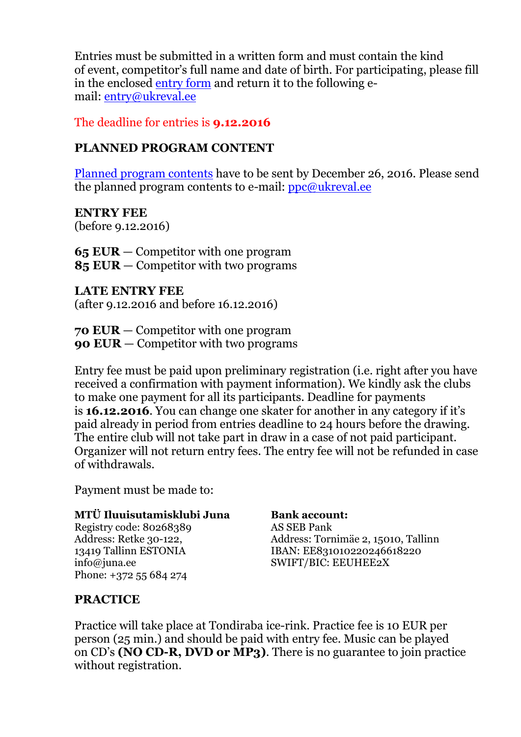Entries must be submitted in a written form and must contain the kind of event, competitor's full name and date of birth. For participating, please fill in the enclosed entry form and return it to the following e-mail: entry@ukreval.ee

The deadline for entries is **9.12.2016**

## PLANNED PROGRAM CONTENT

Planned program contents have to be sent by December 26, 2016. Please send the planned program contents to e-mail: ppc@ukreval.ee

## ENTRY FEE

(before 9.12.2016)

**65 EUR** — Competitor with one program
**85 EUR** — Competitor with two programs

## LATE ENTRY FEE

(after 9.12.2016 and before 16.12.2016)

**70 EUR** — Competitor with one program
**90 EUR** — Competitor with two programs

Entry fee must be paid upon preliminary registration (i.e. right after you have received a confirmation with payment information). We kindly ask the clubs to make one payment for all its participants. Deadline for payments is **16.12.2016**. You can change one skater for another in any category if it's paid already in period from entries deadline to 24 hours before the drawing. The entire club will not take part in draw in a case of not paid participant. Organizer will not return entry fees. The entry fee will not be refunded in case of withdrawals.

Payment must be made to:

**MTÜ Iluuisutamisklubi Juna**
Registry code: 80268389
Address: Retke 30-122,
13419 Tallinn ESTONIA
info@juna.ee
Phone: +372 55 684 274

**Bank account:**
AS SEB Pank
Address: Tornimäe 2, 15010, Tallinn
IBAN: EE831010220246618220
SWIFT/BIC: EEUHEE2X

## PRACTICE

Practice will take place at Tondiraba ice-rink. Practice fee is 10 EUR per person (25 min.) and should be paid with entry fee. Music can be played on CD's **(NO CD-R, DVD or MP3)**. There is no guarantee to join practice without registration.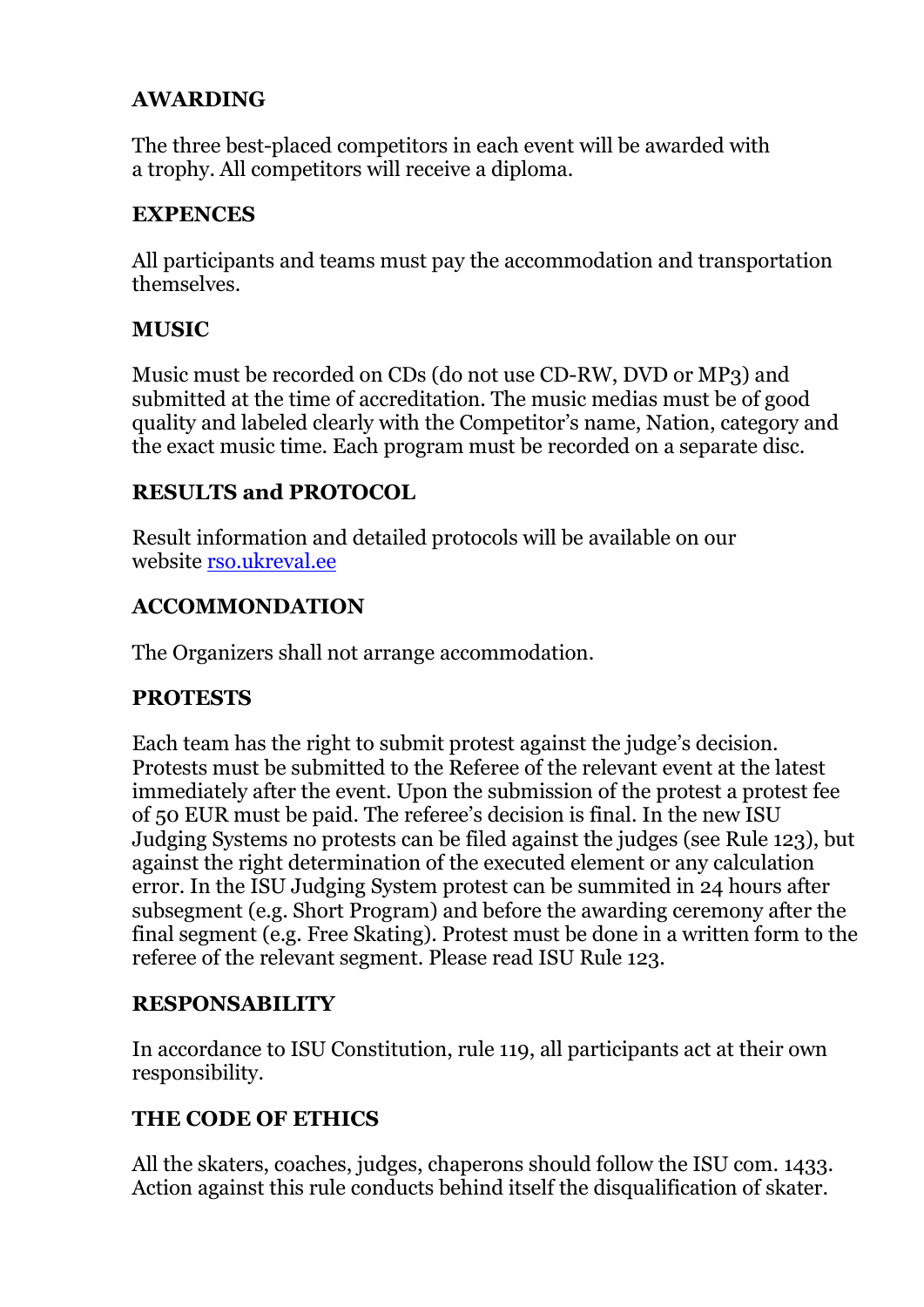**AWARDING**

The three best-placed competitors in each event will be awarded with a trophy. All competitors will receive a diploma.

**EXPENCES**

All participants and teams must pay the accommodation and transportation themselves.

**MUSIC**

Music must be recorded on CDs (do not use CD-RW, DVD or MP3) and submitted at the time of accreditation. The music medias must be of good quality and labeled clearly with the Competitor's name, Nation, category and the exact music time. Each program must be recorded on a separate disc.

**RESULTS and PROTOCOL**

Result information and detailed protocols will be available on our website [rso.ukreval.ee](rso.ukreval.ee)

**ACCOMMONDATION**

The Organizers shall not arrange accommodation.

**PROTESTS**

Each team has the right to submit protest against the judge's decision. Protests must be submitted to the Referee of the relevant event at the latest immediately after the event. Upon the submission of the protest a protest fee of 50 EUR must be paid. The referee's decision is final. In the new ISU Judging Systems no protests can be filed against the judges (see Rule 123), but against the right determination of the executed element or any calculation error. In the ISU Judging System protest can be summited in 24 hours after subsegment (e.g. Short Program) and before the awarding ceremony after the final segment (e.g. Free Skating). Protest must be done in a written form to the referee of the relevant segment. Please read ISU Rule 123.

**RESPONSABILITY**

In accordance to ISU Constitution, rule 119, all participants act at their own responsibility.

**THE CODE OF ETHICS**

All the skaters, coaches, judges, chaperons should follow the ISU com. 1433. Action against this rule conducts behind itself the disqualification of skater.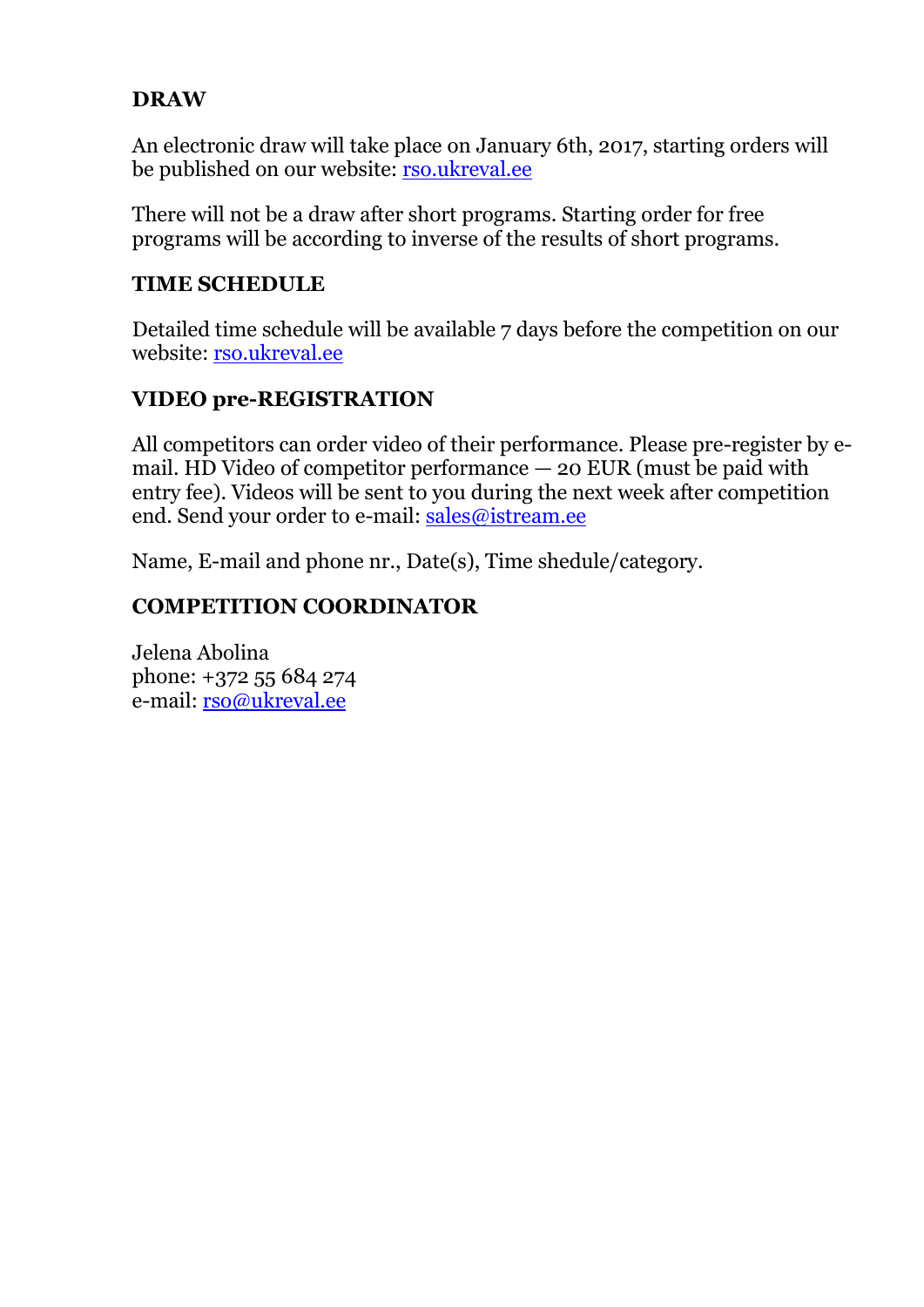**DRAW**

An electronic draw will take place on January 6th, 2017, starting orders will be published on our website: [rso.ukreval.ee](http://rso.ukreval.ee)

There will not be a draw after short programs. Starting order for free programs will be according to inverse of the results of short programs.

**TIME SCHEDULE**

Detailed time schedule will be available 7 days before the competition on our website: [rso.ukreval.ee](http://rso.ukreval.ee)

**VIDEO pre-REGISTRATION**

All competitors can order video of their performance. Please pre-register by e-mail. HD Video of competitor performance — 20 EUR (must be paid with entry fee). Videos will be sent to you during the next week after competition end. Send your order to e-mail: [sales@istream.ee](mailto:sales@istream.ee)

Name, E-mail and phone nr., Date(s), Time shedule/category.

**COMPETITION COORDINATOR**

Jelena Abolina
phone: +372 55 684 274
e-mail: [rso@ukreval.ee](mailto:rso@ukreval.ee)